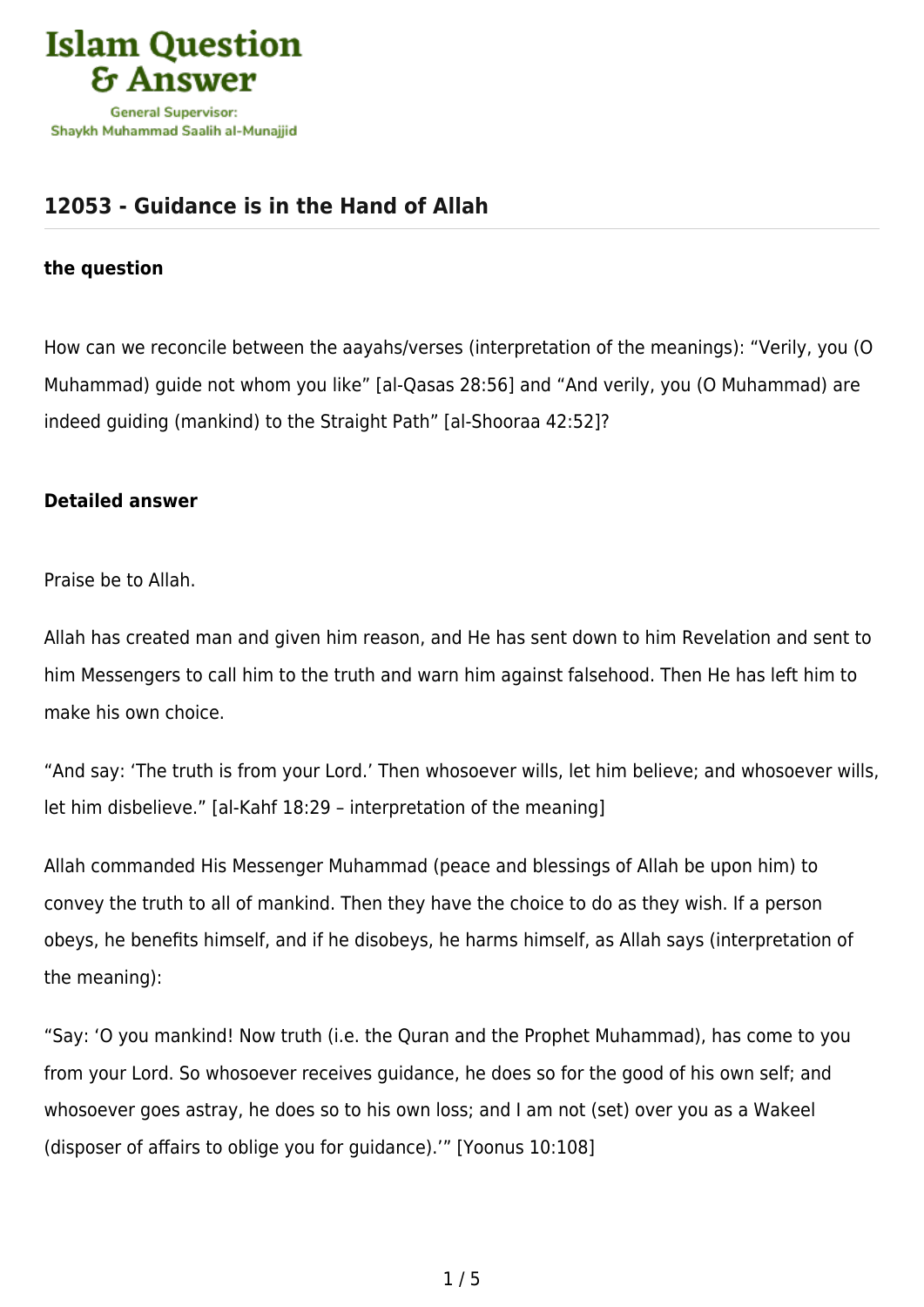## 12053 - Guidance is in the Hand of Allah

**the question**

How can we reconcile between the aayahs/verses (interpretation of the meanings): "Verily, you (O Muhammad) guide not whom you like" [al-Qasas 28:56] and "And verily, you (O Muhammad) are indeed guiding (mankind) to the Straight Path" [al-Shooraa 42:52]?

**Detailed answer**

Praise be to Allah.

Allah has created man and given him reason, and He has sent down to him Revelation and sent to him Messengers to call him to the truth and warn him against falsehood. Then He has left him to make his own choice.

"And say: 'The truth is from your Lord.' Then whosoever wills, let him believe; and whosoever wills, let him disbelieve." [al-Kahf 18:29 – interpretation of the meaning]

Allah commanded His Messenger Muhammad (peace and blessings of Allah be upon him) to convey the truth to all of mankind. Then they have the choice to do as they wish. If a person obeys, he benefits himself, and if he disobeys, he harms himself, as Allah says (interpretation of the meaning):

"Say: 'O you mankind! Now truth (i.e. the Quran and the Prophet Muhammad), has come to you from your Lord. So whosoever receives guidance, he does so for the good of his own self; and whosoever goes astray, he does so to his own loss; and I am not (set) over you as a Wakeel (disposer of affairs to oblige you for guidance).'" [Yoonus 10:108]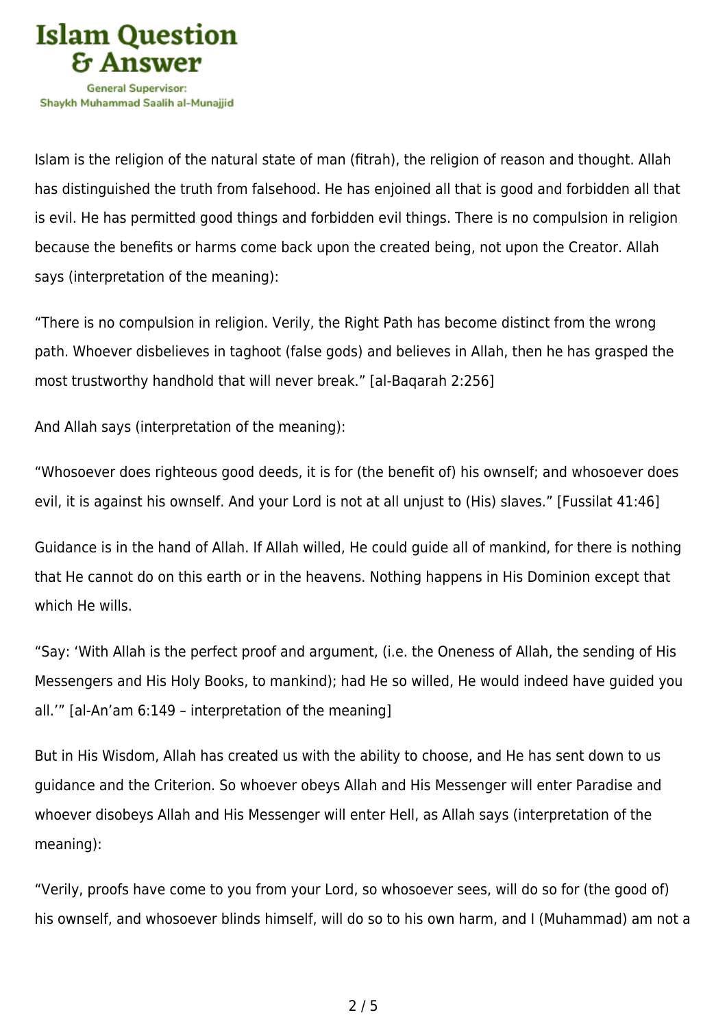Islam is the religion of the natural state of man (fitrah), the religion of reason and thought. Allah has distinguished the truth from falsehood. He has enjoined all that is good and forbidden all that is evil. He has permitted good things and forbidden evil things. There is no compulsion in religion because the benefits or harms come back upon the created being, not upon the Creator. Allah says (interpretation of the meaning):

"There is no compulsion in religion. Verily, the Right Path has become distinct from the wrong path. Whoever disbelieves in taghoot (false gods) and believes in Allah, then he has grasped the most trustworthy handhold that will never break." [al-Baqarah 2:256]

And Allah says (interpretation of the meaning):

"Whosoever does righteous good deeds, it is for (the benefit of) his ownself; and whosoever does evil, it is against his ownself. And your Lord is not at all unjust to (His) slaves." [Fussilat 41:46]

Guidance is in the hand of Allah. If Allah willed, He could guide all of mankind, for there is nothing that He cannot do on this earth or in the heavens. Nothing happens in His Dominion except that which He wills.

"Say: 'With Allah is the perfect proof and argument, (i.e. the Oneness of Allah, the sending of His Messengers and His Holy Books, to mankind); had He so willed, He would indeed have guided you all.'" [al-An'am 6:149 – interpretation of the meaning]

But in His Wisdom, Allah has created us with the ability to choose, and He has sent down to us guidance and the Criterion. So whoever obeys Allah and His Messenger will enter Paradise and whoever disobeys Allah and His Messenger will enter Hell, as Allah says (interpretation of the meaning):

"Verily, proofs have come to you from your Lord, so whosoever sees, will do so for (the good of) his ownself, and whosoever blinds himself, will do so to his own harm, and I (Muhammad) am not a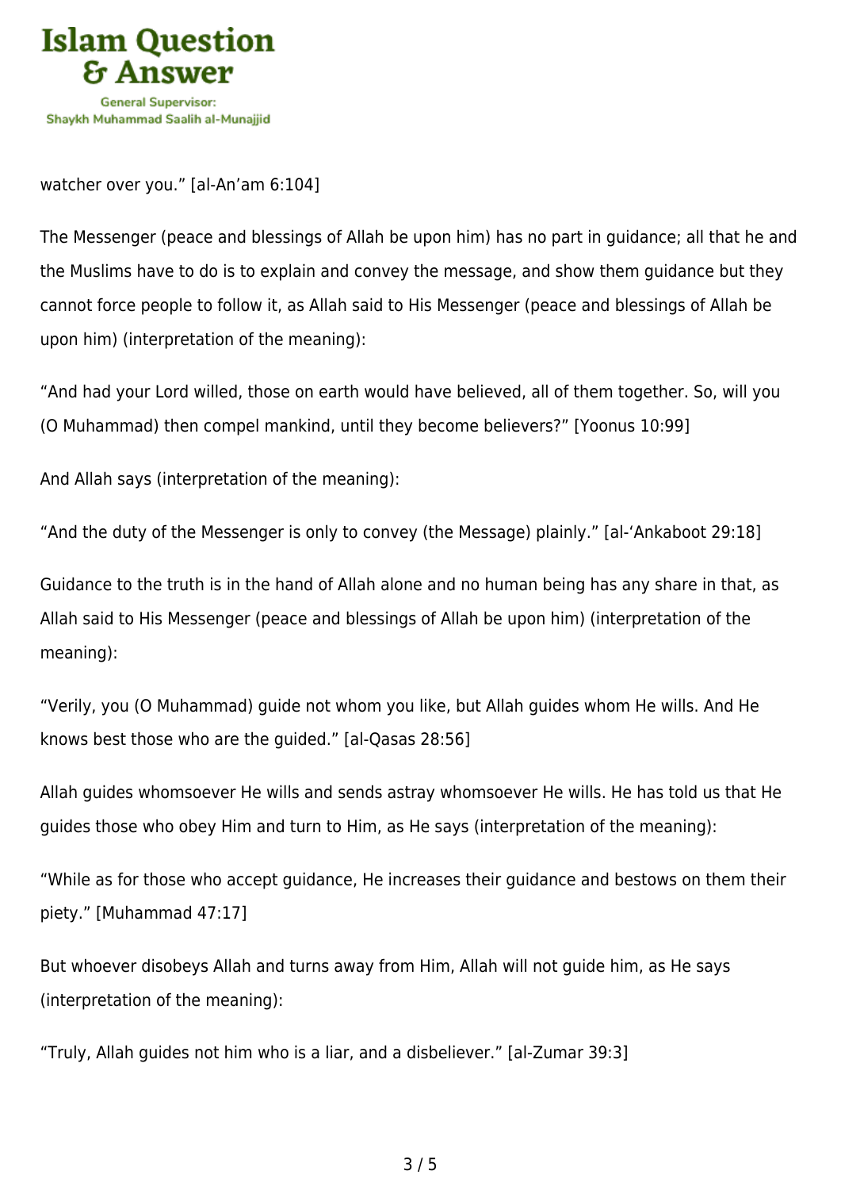watcher over you." [al-An'am 6:104]

The Messenger (peace and blessings of Allah be upon him) has no part in guidance; all that he and the Muslims have to do is to explain and convey the message, and show them guidance but they cannot force people to follow it, as Allah said to His Messenger (peace and blessings of Allah be upon him) (interpretation of the meaning):

"And had your Lord willed, those on earth would have believed, all of them together. So, will you (O Muhammad) then compel mankind, until they become believers?" [Yoonus 10:99]

And Allah says (interpretation of the meaning):

"And the duty of the Messenger is only to convey (the Message) plainly." [al-'Ankaboot 29:18]

Guidance to the truth is in the hand of Allah alone and no human being has any share in that, as Allah said to His Messenger (peace and blessings of Allah be upon him) (interpretation of the meaning):

"Verily, you (O Muhammad) guide not whom you like, but Allah guides whom He wills. And He knows best those who are the guided." [al-Qasas 28:56]

Allah guides whomsoever He wills and sends astray whomsoever He wills. He has told us that He guides those who obey Him and turn to Him, as He says (interpretation of the meaning):

"While as for those who accept guidance, He increases their guidance and bestows on them their piety." [Muhammad 47:17]

But whoever disobeys Allah and turns away from Him, Allah will not guide him, as He says (interpretation of the meaning):

"Truly, Allah guides not him who is a liar, and a disbeliever." [al-Zumar 39:3]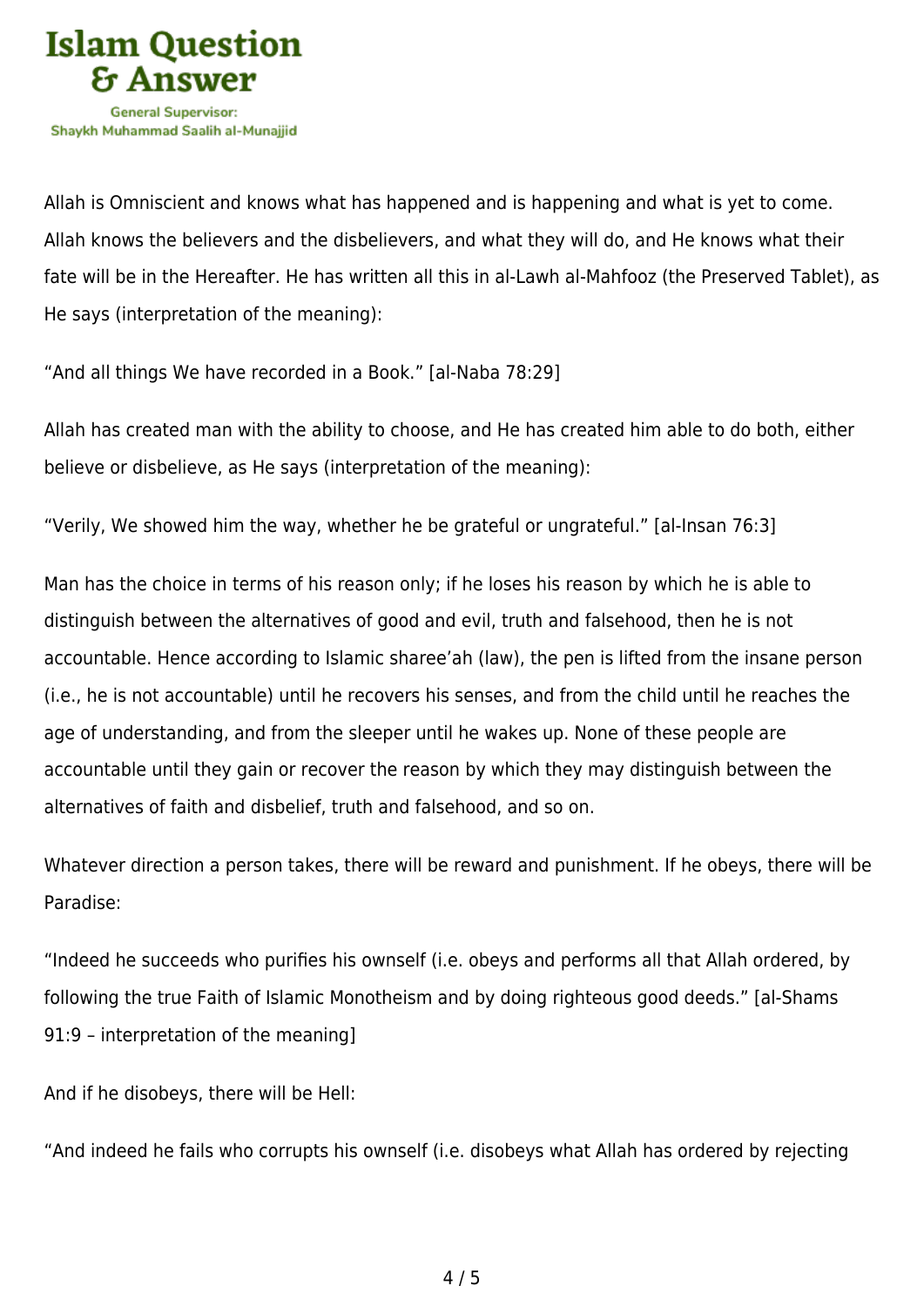Allah is Omniscient and knows what has happened and is happening and what is yet to come. Allah knows the believers and the disbelievers, and what they will do, and He knows what their fate will be in the Hereafter. He has written all this in al-Lawh al-Mahfooz (the Preserved Tablet), as He says (interpretation of the meaning):

"And all things We have recorded in a Book." [al-Naba 78:29]

Allah has created man with the ability to choose, and He has created him able to do both, either believe or disbelieve, as He says (interpretation of the meaning):

"Verily, We showed him the way, whether he be grateful or ungrateful." [al-Insan 76:3]

Man has the choice in terms of his reason only; if he loses his reason by which he is able to distinguish between the alternatives of good and evil, truth and falsehood, then he is not accountable. Hence according to Islamic sharee'ah (law), the pen is lifted from the insane person (i.e., he is not accountable) until he recovers his senses, and from the child until he reaches the age of understanding, and from the sleeper until he wakes up. None of these people are accountable until they gain or recover the reason by which they may distinguish between the alternatives of faith and disbelief, truth and falsehood, and so on.

Whatever direction a person takes, there will be reward and punishment. If he obeys, there will be Paradise:

"Indeed he succeeds who purifies his ownself (i.e. obeys and performs all that Allah ordered, by following the true Faith of Islamic Monotheism and by doing righteous good deeds." [al-Shams 91:9 – interpretation of the meaning]

And if he disobeys, there will be Hell:

"And indeed he fails who corrupts his ownself (i.e. disobeys what Allah has ordered by rejecting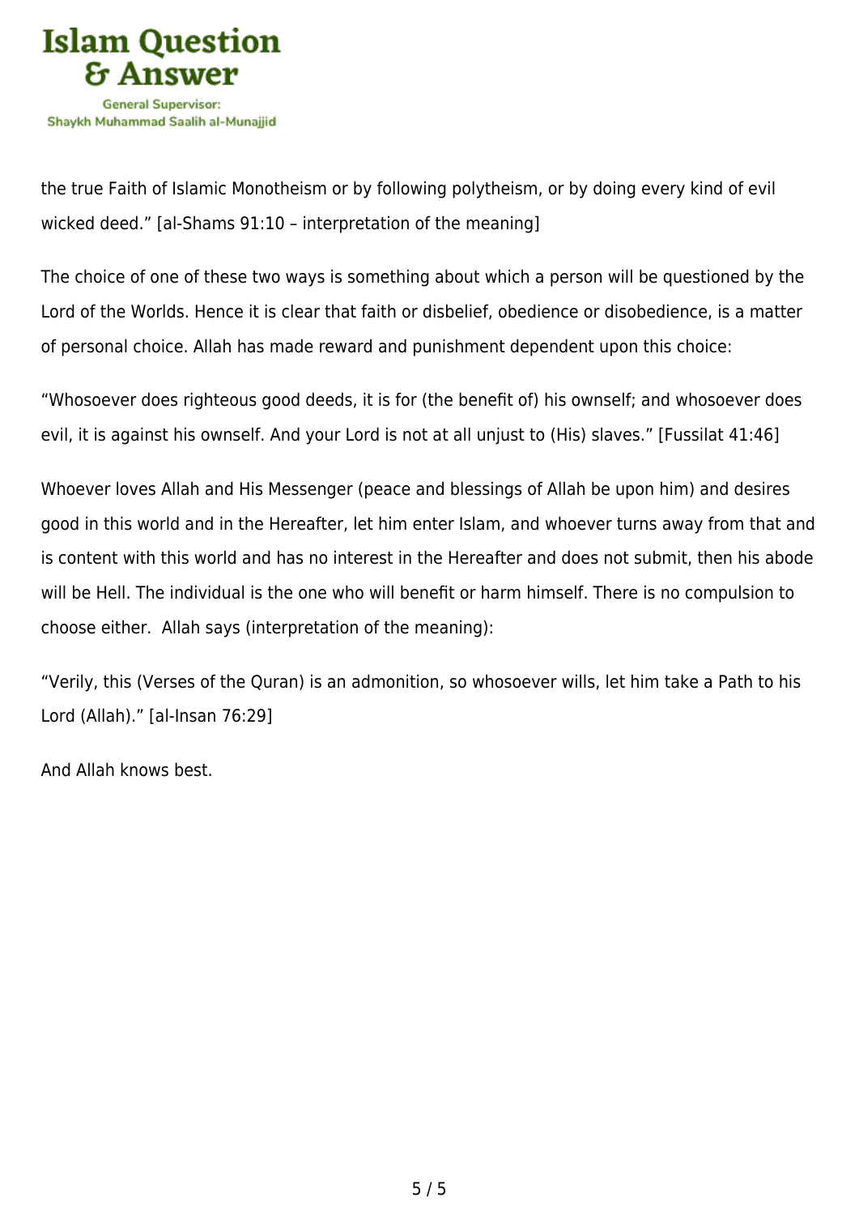the true Faith of Islamic Monotheism or by following polytheism, or by doing every kind of evil wicked deed." [al-Shams 91:10 – interpretation of the meaning]

The choice of one of these two ways is something about which a person will be questioned by the Lord of the Worlds. Hence it is clear that faith or disbelief, obedience or disobedience, is a matter of personal choice. Allah has made reward and punishment dependent upon this choice:

"Whosoever does righteous good deeds, it is for (the benefit of) his ownself; and whosoever does evil, it is against his ownself. And your Lord is not at all unjust to (His) slaves." [Fussilat 41:46]

Whoever loves Allah and His Messenger (peace and blessings of Allah be upon him) and desires good in this world and in the Hereafter, let him enter Islam, and whoever turns away from that and is content with this world and has no interest in the Hereafter and does not submit, then his abode will be Hell. The individual is the one who will benefit or harm himself. There is no compulsion to choose either. Allah says (interpretation of the meaning):

"Verily, this (Verses of the Quran) is an admonition, so whosoever wills, let him take a Path to his Lord (Allah)." [al-Insan 76:29]

And Allah knows best.